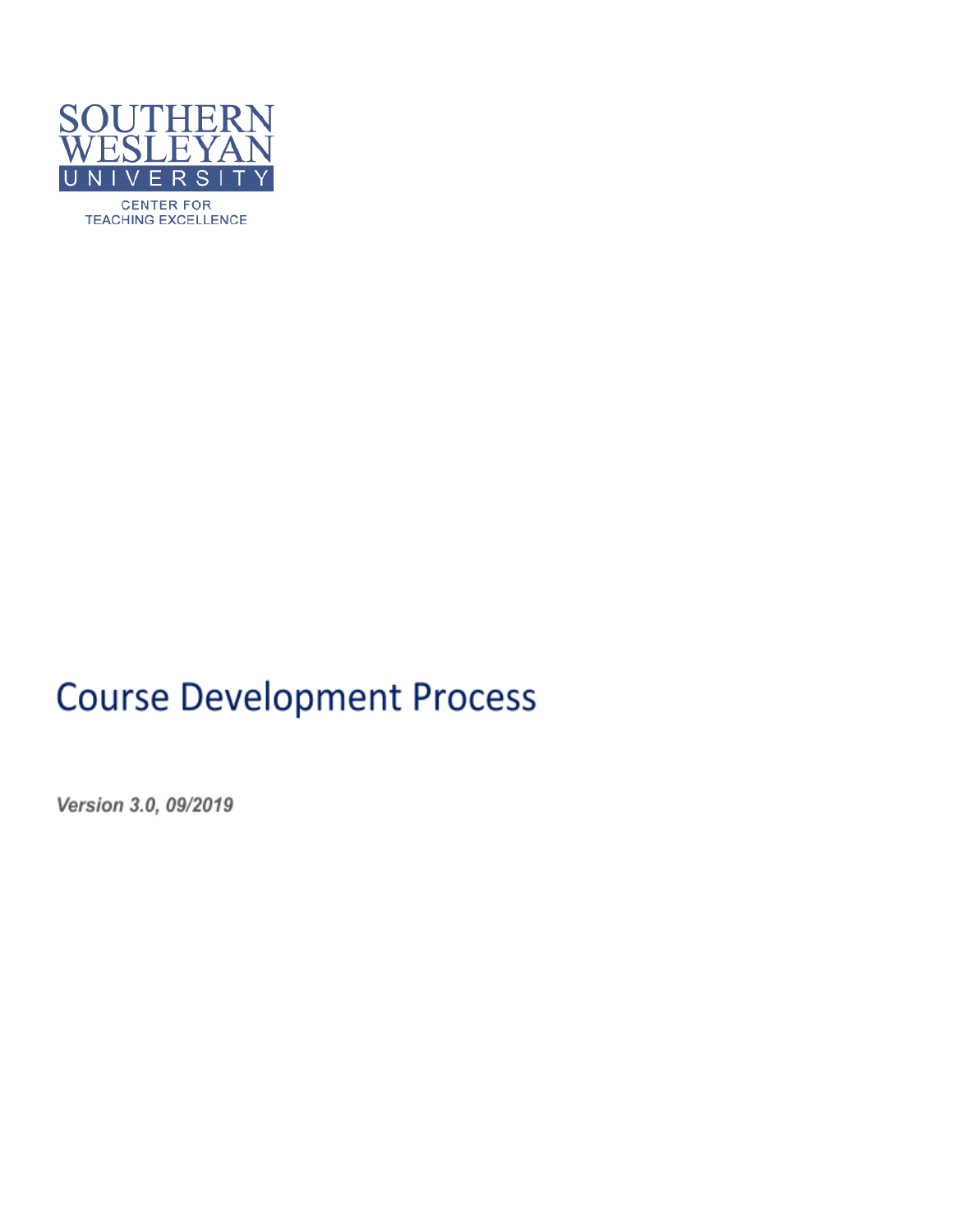SOUTHERN WESLEYAN UNIVERSITY

CENTER FOR TEACHING EXCELLENCE

# Course Development Process

*Version 3.0, 09/2019*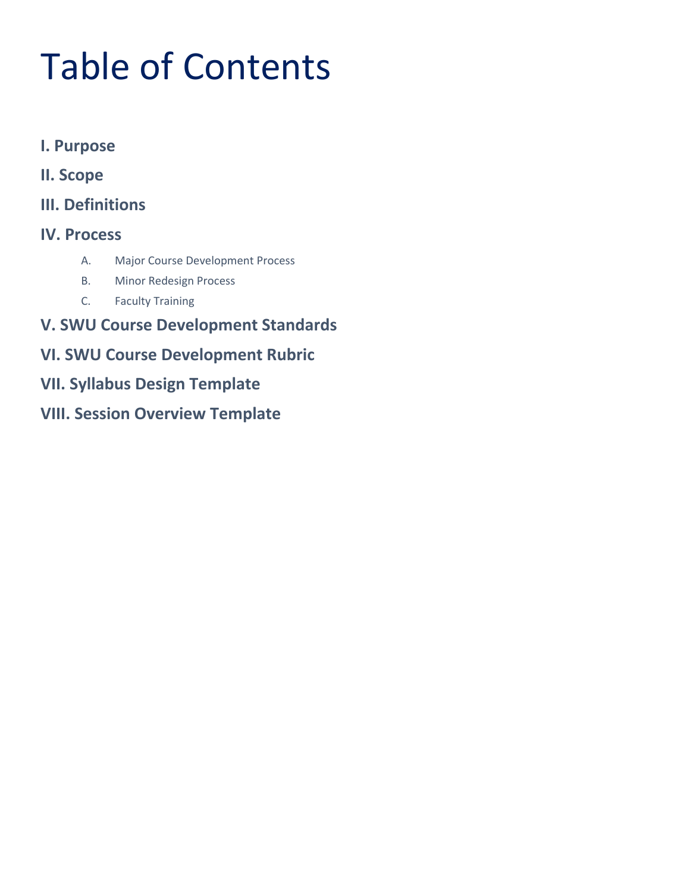# Table of Contents

**I. Purpose**

**II. Scope**

**III. Definitions**

**IV. Process**

- A. Major Course Development Process
- B. Minor Redesign Process
- C. Faculty Training

**V. SWU Course Development Standards**

**VI. SWU Course Development Rubric**

**VII. Syllabus Design Template**

**VIII. Session Overview Template**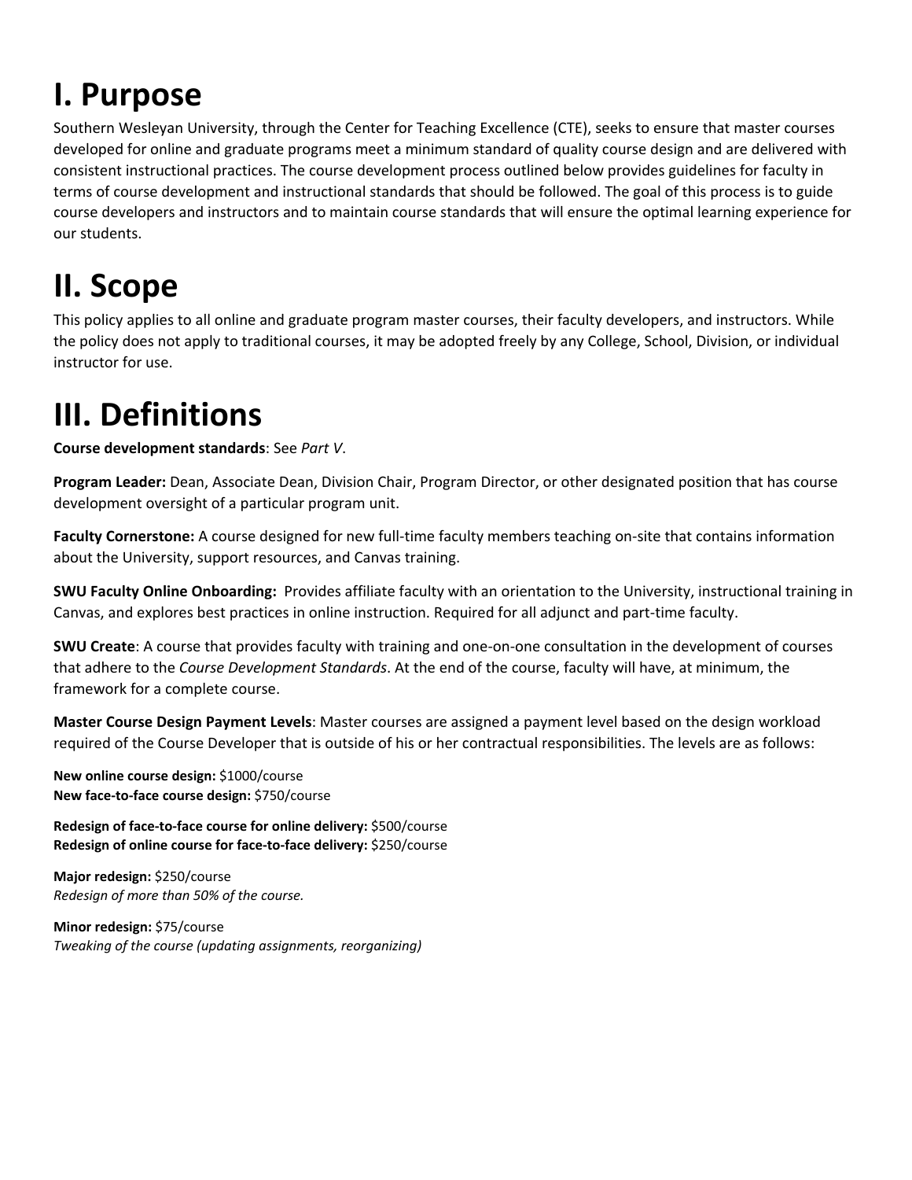# I. Purpose

Southern Wesleyan University, through the Center for Teaching Excellence (CTE), seeks to ensure that master courses developed for online and graduate programs meet a minimum standard of quality course design and are delivered with consistent instructional practices. The course development process outlined below provides guidelines for faculty in terms of course development and instructional standards that should be followed. The goal of this process is to guide course developers and instructors and to maintain course standards that will ensure the optimal learning experience for our students.

# II. Scope

This policy applies to all online and graduate program master courses, their faculty developers, and instructors. While the policy does not apply to traditional courses, it may be adopted freely by any College, School, Division, or individual instructor for use.

# III. Definitions

**Course development standards**: See *Part V*.

**Program Leader:** Dean, Associate Dean, Division Chair, Program Director, or other designated position that has course development oversight of a particular program unit.

**Faculty Cornerstone:** A course designed for new full-time faculty members teaching on-site that contains information about the University, support resources, and Canvas training.

**SWU Faculty Online Onboarding:** Provides affiliate faculty with an orientation to the University, instructional training in Canvas, and explores best practices in online instruction. Required for all adjunct and part-time faculty.

**SWU Create**: A course that provides faculty with training and one-on-one consultation in the development of courses that adhere to the *Course Development Standards*. At the end of the course, faculty will have, at minimum, the framework for a complete course.

**Master Course Design Payment Levels**: Master courses are assigned a payment level based on the design workload required of the Course Developer that is outside of his or her contractual responsibilities. The levels are as follows:

**New online course design:** $1000/course
**New face-to-face course design:** $750/course

**Redesign of face-to-face course for online delivery:** $500/course
**Redesign of online course for face-to-face delivery:** $250/course

**Major redesign:** $250/course
*Redesign of more than 50% of the course.*

**Minor redesign:** $75/course
*Tweaking of the course (updating assignments, reorganizing)*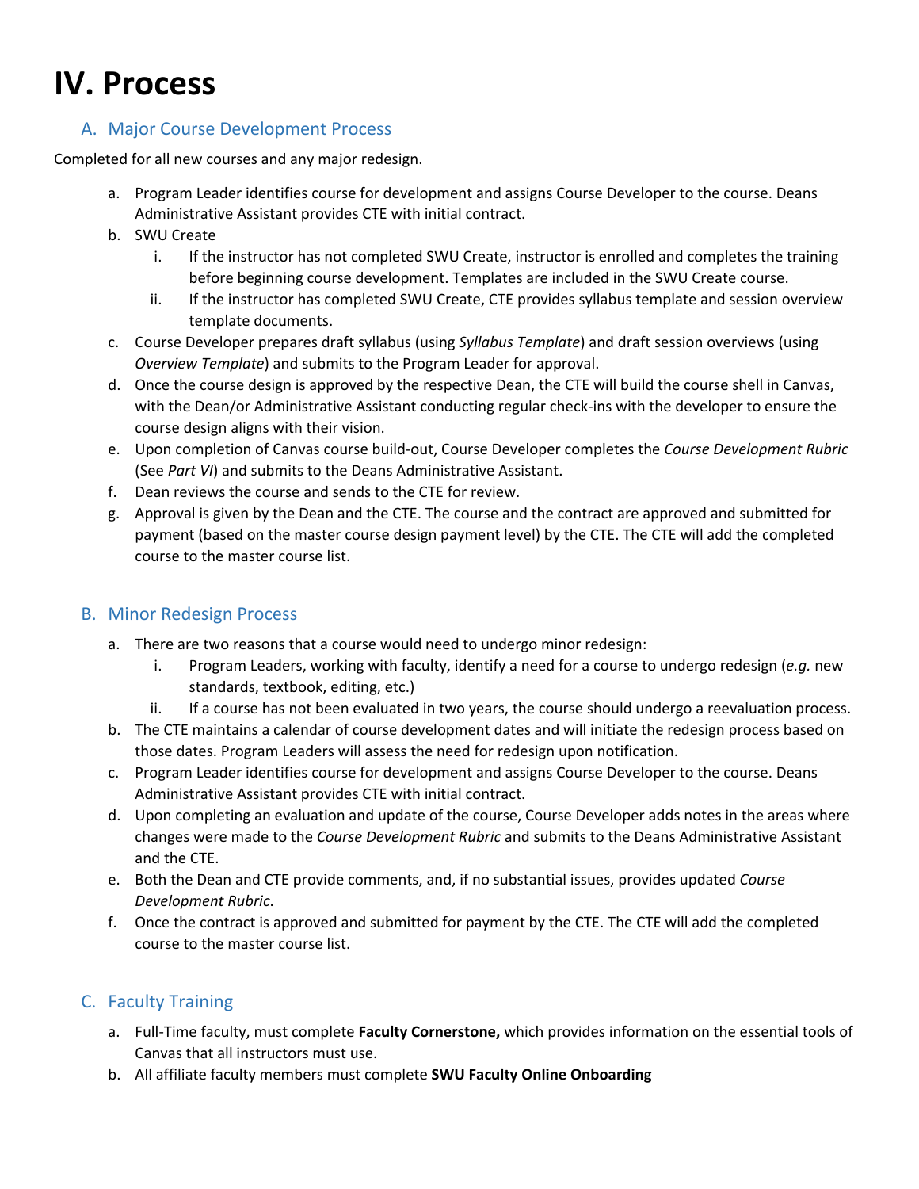# IV. Process

## A. Major Course Development Process

Completed for all new courses and any major redesign.

a. Program Leader identifies course for development and assigns Course Developer to the course. Deans Administrative Assistant provides CTE with initial contract.

b. SWU Create

   i. If the instructor has not completed SWU Create, instructor is enrolled and completes the training before beginning course development. Templates are included in the SWU Create course.

   ii. If the instructor has completed SWU Create, CTE provides syllabus template and session overview template documents.

c. Course Developer prepares draft syllabus (using *Syllabus Template*) and draft session overviews (using *Overview Template*) and submits to the Program Leader for approval.

d. Once the course design is approved by the respective Dean, the CTE will build the course shell in Canvas, with the Dean/or Administrative Assistant conducting regular check-ins with the developer to ensure the course design aligns with their vision.

e. Upon completion of Canvas course build-out, Course Developer completes the *Course Development Rubric* (See *Part VI*) and submits to the Deans Administrative Assistant.

f. Dean reviews the course and sends to the CTE for review.

g. Approval is given by the Dean and the CTE. The course and the contract are approved and submitted for payment (based on the master course design payment level) by the CTE. The CTE will add the completed course to the master course list.

## B. Minor Redesign Process

a. There are two reasons that a course would need to undergo minor redesign:

   i. Program Leaders, working with faculty, identify a need for a course to undergo redesign (*e.g.* new standards, textbook, editing, etc.)

   ii. If a course has not been evaluated in two years, the course should undergo a reevaluation process.

b. The CTE maintains a calendar of course development dates and will initiate the redesign process based on those dates. Program Leaders will assess the need for redesign upon notification.

c. Program Leader identifies course for development and assigns Course Developer to the course. Deans Administrative Assistant provides CTE with initial contract.

d. Upon completing an evaluation and update of the course, Course Developer adds notes in the areas where changes were made to the *Course Development Rubric* and submits to the Deans Administrative Assistant and the CTE.

e. Both the Dean and CTE provide comments, and, if no substantial issues, provides updated *Course Development Rubric*.

f. Once the contract is approved and submitted for payment by the CTE. The CTE will add the completed course to the master course list.

## C. Faculty Training

a. Full-Time faculty, must complete **Faculty Cornerstone,** which provides information on the essential tools of Canvas that all instructors must use.

b. All affiliate faculty members must complete **SWU Faculty Online Onboarding**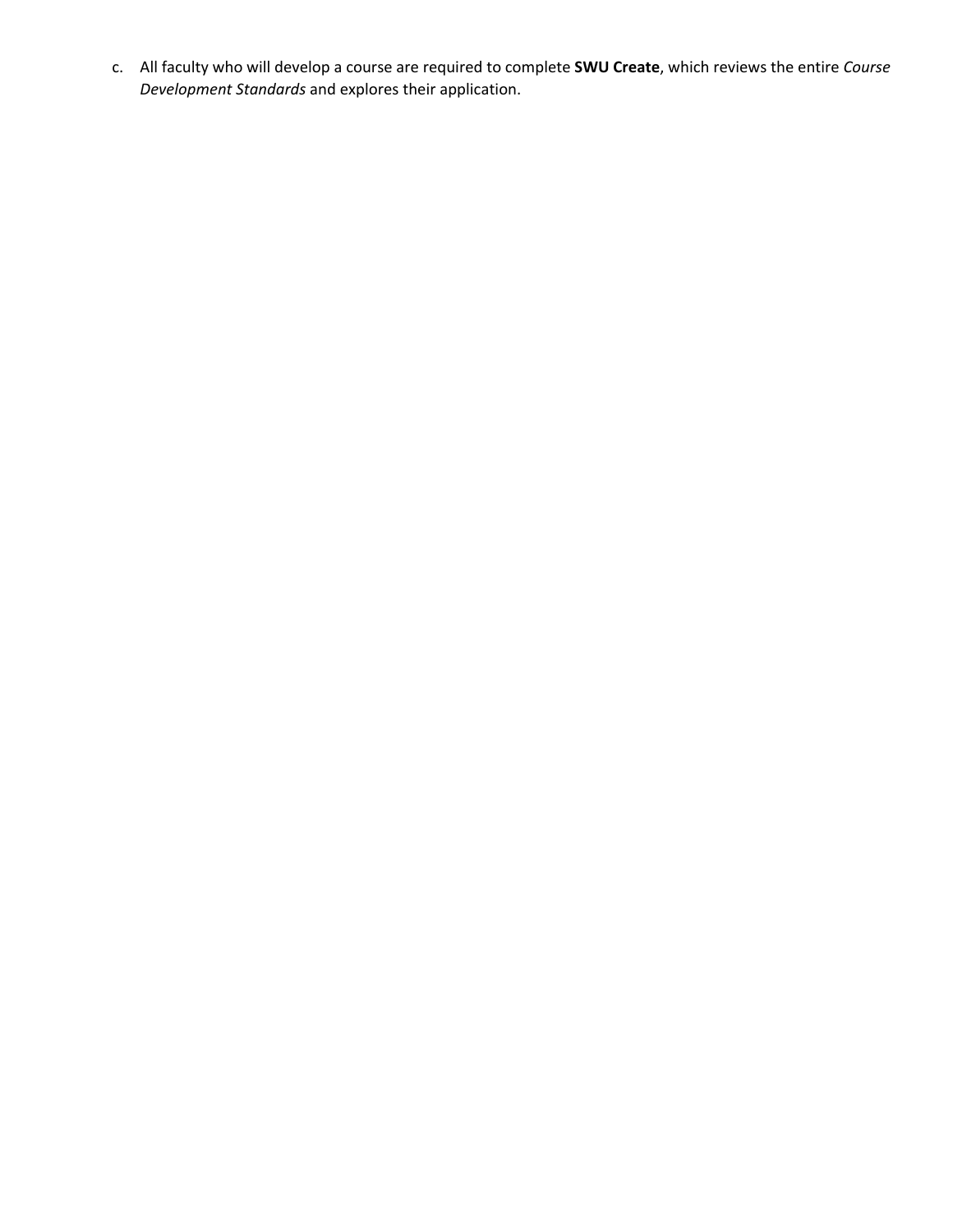c. All faculty who will develop a course are required to complete **SWU Create**, which reviews the entire *Course Development Standards* and explores their application.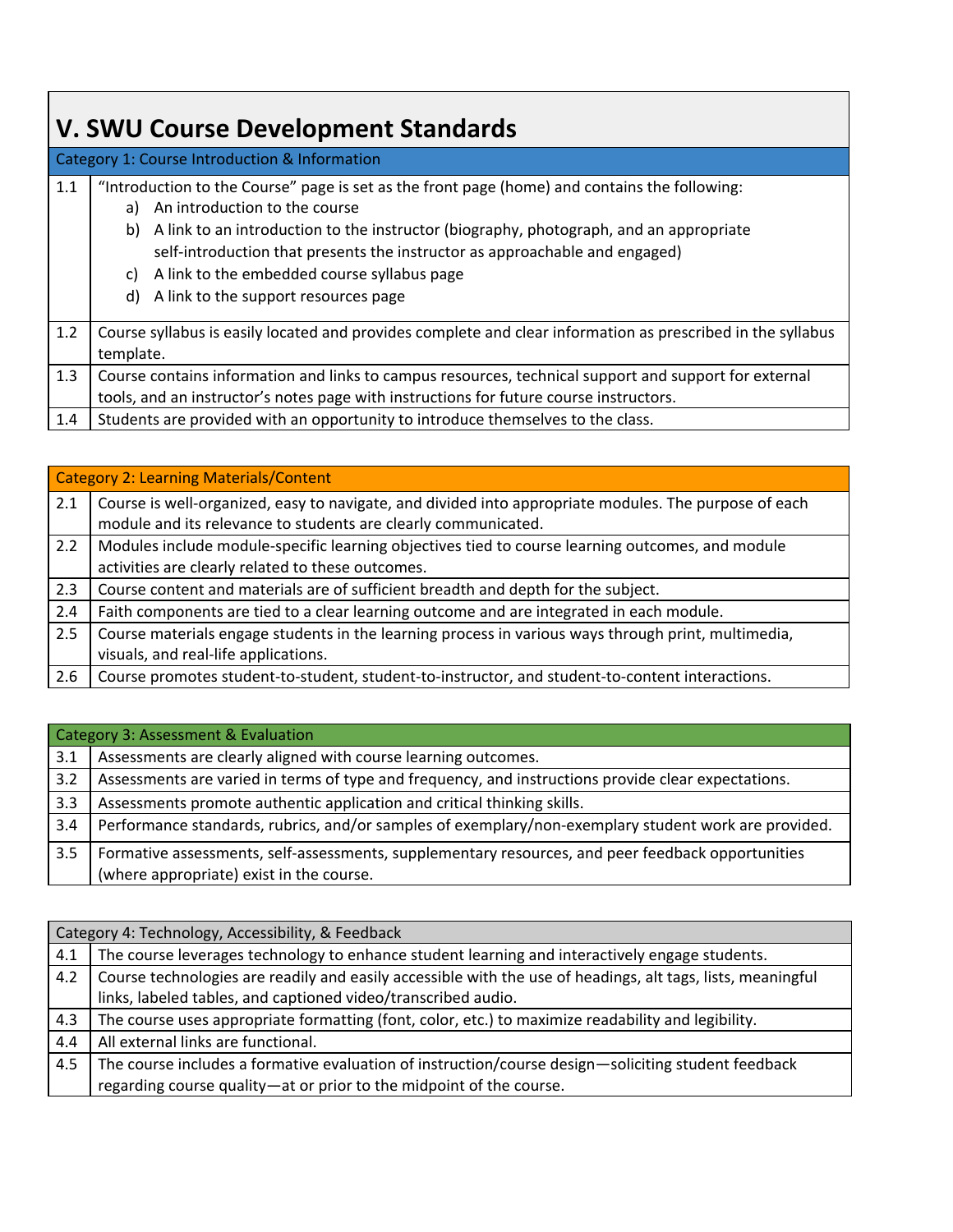## V. SWU Course Development Standards

| Category 1: Course Introduction & Information | |
|---|---|
| 1.1 | "Introduction to the Course" page is set as the front page (home) and contains the following:<br>a) An introduction to the course<br>b) A link to an introduction to the instructor (biography, photograph, and an appropriate self-introduction that presents the instructor as approachable and engaged)<br>c) A link to the embedded course syllabus page<br>d) A link to the support resources page |
| 1.2 | Course syllabus is easily located and provides complete and clear information as prescribed in the syllabus template. |
| 1.3 | Course contains information and links to campus resources, technical support and support for external tools, and an instructor's notes page with instructions for future course instructors. |
| 1.4 | Students are provided with an opportunity to introduce themselves to the class. |

| Category 2: Learning Materials/Content | |
|---|---|
| 2.1 | Course is well-organized, easy to navigate, and divided into appropriate modules. The purpose of each module and its relevance to students are clearly communicated. |
| 2.2 | Modules include module-specific learning objectives tied to course learning outcomes, and module activities are clearly related to these outcomes. |
| 2.3 | Course content and materials are of sufficient breadth and depth for the subject. |
| 2.4 | Faith components are tied to a clear learning outcome and are integrated in each module. |
| 2.5 | Course materials engage students in the learning process in various ways through print, multimedia, visuals, and real-life applications. |
| 2.6 | Course promotes student-to-student, student-to-instructor, and student-to-content interactions. |

| Category 3: Assessment & Evaluation | |
|---|---|
| 3.1 | Assessments are clearly aligned with course learning outcomes. |
| 3.2 | Assessments are varied in terms of type and frequency, and instructions provide clear expectations. |
| 3.3 | Assessments promote authentic application and critical thinking skills. |
| 3.4 | Performance standards, rubrics, and/or samples of exemplary/non-exemplary student work are provided. |
| 3.5 | Formative assessments, self-assessments, supplementary resources, and peer feedback opportunities (where appropriate) exist in the course. |

| Category 4: Technology, Accessibility, & Feedback | |
|---|---|
| 4.1 | The course leverages technology to enhance student learning and interactively engage students. |
| 4.2 | Course technologies are readily and easily accessible with the use of headings, alt tags, lists, meaningful links, labeled tables, and captioned video/transcribed audio. |
| 4.3 | The course uses appropriate formatting (font, color, etc.) to maximize readability and legibility. |
| 4.4 | All external links are functional. |
| 4.5 | The course includes a formative evaluation of instruction/course design—soliciting student feedback regarding course quality—at or prior to the midpoint of the course. |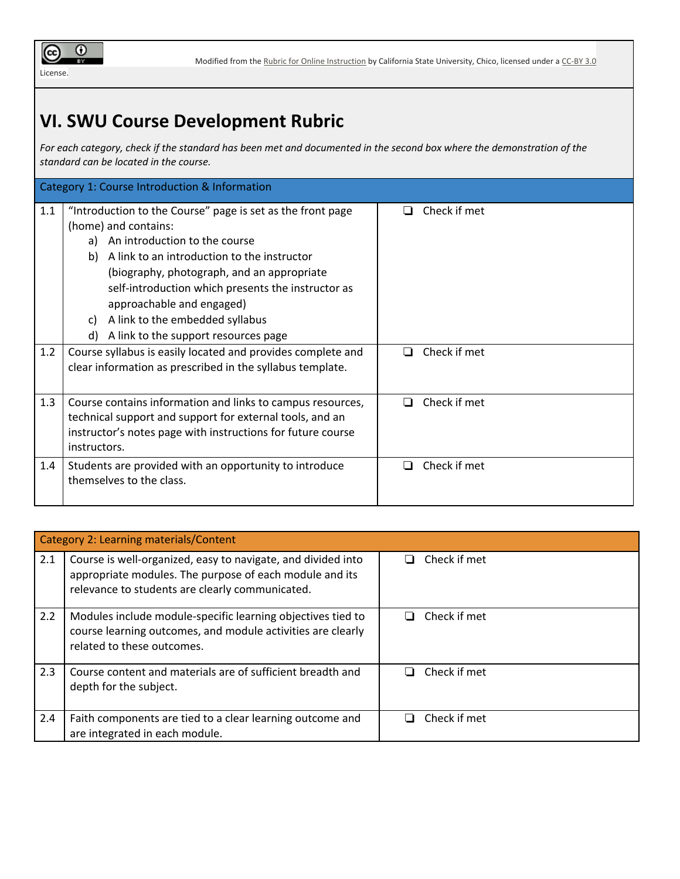Modified from the Rubric for Online Instruction by California State University, Chico, licensed under a CC-BY 3.0 License.

## VI. SWU Course Development Rubric

*For each category, check if the standard has been met and documented in the second box where the demonstration of the standard can be located in the course.*

| Category 1: Course Introduction & Information | | |
|---|---|---|
| 1.1 | "Introduction to the Course" page is set as the front page (home) and contains:<br>a) An introduction to the course<br>b) A link to an introduction to the instructor (biography, photograph, and an appropriate self-introduction which presents the instructor as approachable and engaged)<br>c) A link to the embedded syllabus<br>d) A link to the support resources page | ❏ Check if met |
| 1.2 | Course syllabus is easily located and provides complete and clear information as prescribed in the syllabus template. | ❏ Check if met |
| 1.3 | Course contains information and links to campus resources, technical support and support for external tools, and an instructor's notes page with instructions for future course instructors. | ❏ Check if met |
| 1.4 | Students are provided with an opportunity to introduce themselves to the class. | ❏ Check if met |

| Category 2: Learning materials/Content | | |
|---|---|---|
| 2.1 | Course is well-organized, easy to navigate, and divided into appropriate modules. The purpose of each module and its relevance to students are clearly communicated. | ❏ Check if met |
| 2.2 | Modules include module-specific learning objectives tied to course learning outcomes, and module activities are clearly related to these outcomes. | ❏ Check if met |
| 2.3 | Course content and materials are of sufficient breadth and depth for the subject. | ❏ Check if met |
| 2.4 | Faith components are tied to a clear learning outcome and are integrated in each module. | ❏ Check if met |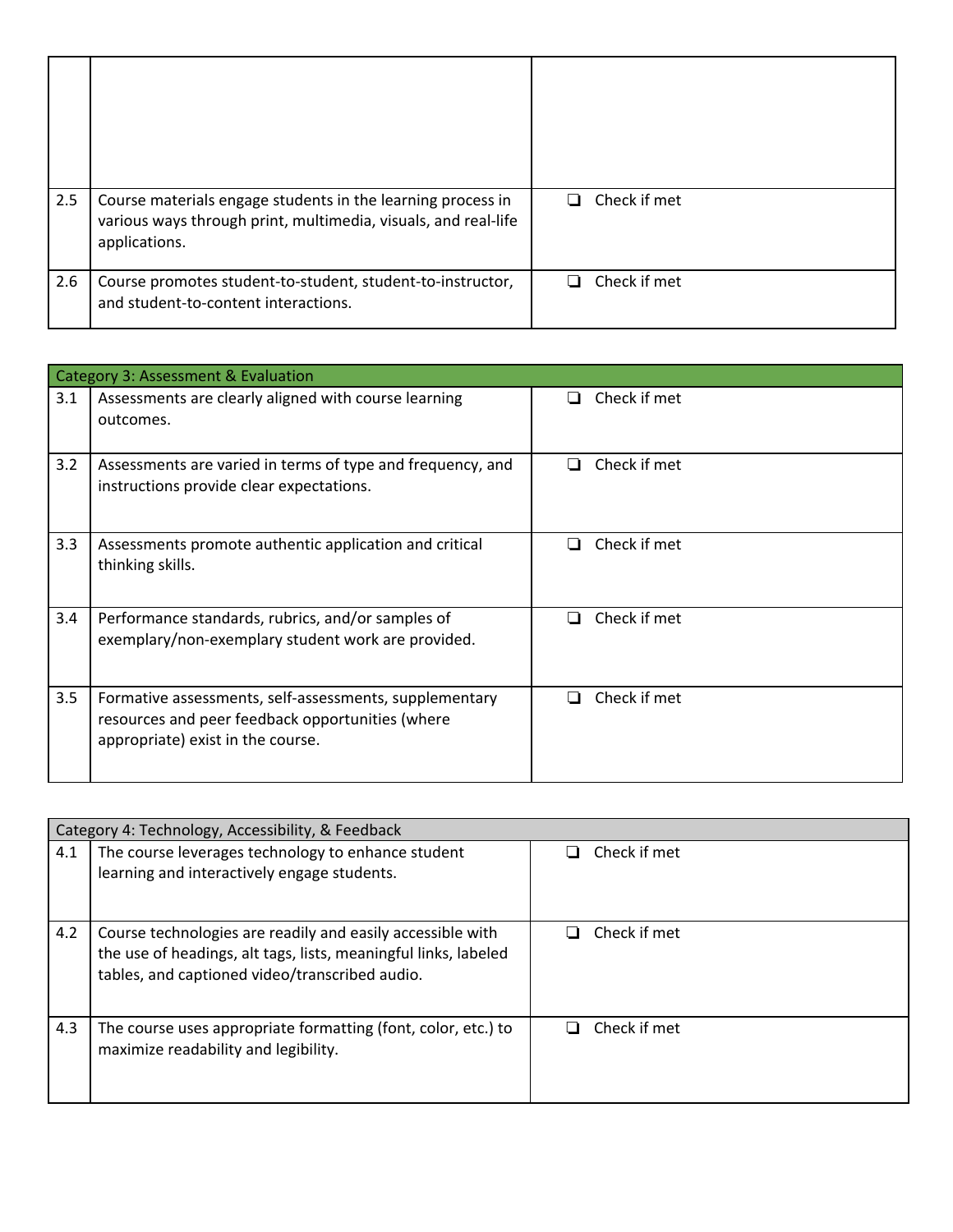|  |  |  |
|---|---|---|
| 2.5 | Course materials engage students in the learning process in various ways through print, multimedia, visuals, and real-life applications. | ❏ Check if met |
| 2.6 | Course promotes student-to-student, student-to-instructor, and student-to-content interactions. | ❏ Check if met |

| Category 3: Assessment & Evaluation | | |
|---|---|---|
| 3.1 | Assessments are clearly aligned with course learning outcomes. | ❏ Check if met |
| 3.2 | Assessments are varied in terms of type and frequency, and instructions provide clear expectations. | ❏ Check if met |
| 3.3 | Assessments promote authentic application and critical thinking skills. | ❏ Check if met |
| 3.4 | Performance standards, rubrics, and/or samples of exemplary/non-exemplary student work are provided. | ❏ Check if met |
| 3.5 | Formative assessments, self-assessments, supplementary resources and peer feedback opportunities (where appropriate) exist in the course. | ❏ Check if met |

| Category 4: Technology, Accessibility, & Feedback | | |
|---|---|---|
| 4.1 | The course leverages technology to enhance student learning and interactively engage students. | ❏ Check if met |
| 4.2 | Course technologies are readily and easily accessible with the use of headings, alt tags, lists, meaningful links, labeled tables, and captioned video/transcribed audio. | ❏ Check if met |
| 4.3 | The course uses appropriate formatting (font, color, etc.) to maximize readability and legibility. | ❏ Check if met |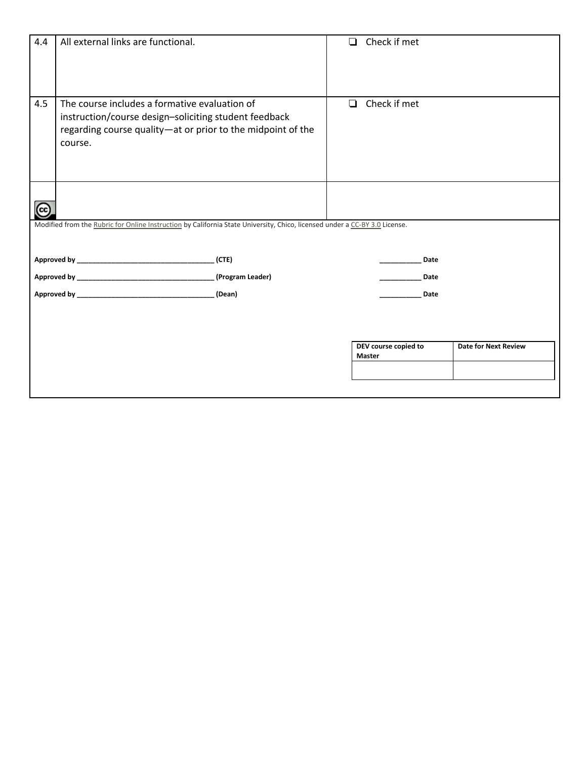| | | |
|---|---|---|
| 4.4 | All external links are functional. | ❑ Check if met |
| 4.5 | The course includes a formative evaluation of instruction/course design–soliciting student feedback regarding course quality—at or prior to the midpoint of the course. | ❑ Check if met |
| | | |

Modified from the Rubric for Online Instruction by California State University, Chico, licensed under a CC-BY 3.0 License.

**Approved by ____________________________________ (CTE)** **___________ Date**

**Approved by ____________________________________ (Program Leader)** **___________ Date**

**Approved by ____________________________________ (Dean)** **___________ Date**

| DEV course copied to Master | Date for Next Review |
|---|---|
| | |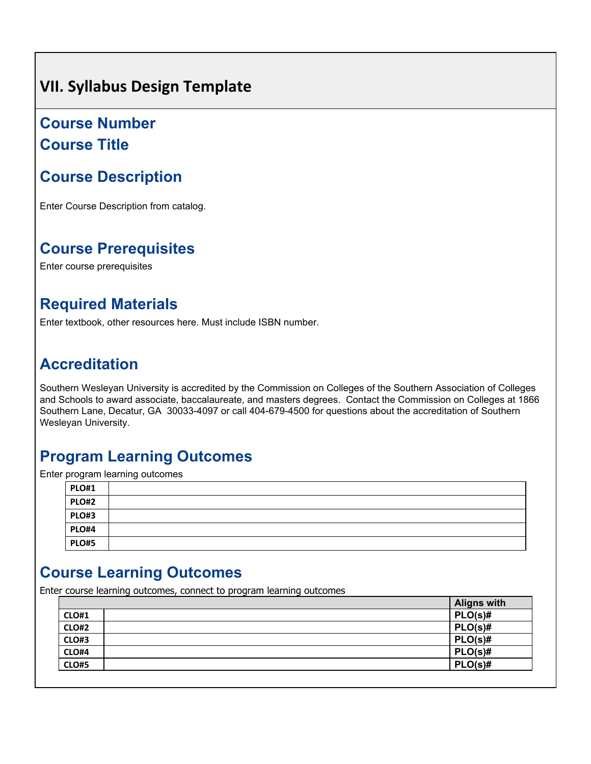# VII. Syllabus Design Template

## Course Number

## Course Title

## Course Description

Enter Course Description from catalog.

## Course Prerequisites

Enter course prerequisites

## Required Materials

Enter textbook, other resources here. Must include ISBN number.

## Accreditation

Southern Wesleyan University is accredited by the Commission on Colleges of the Southern Association of Colleges and Schools to award associate, baccalaureate, and masters degrees. Contact the Commission on Colleges at 1866 Southern Lane, Decatur, GA 30033-4097 or call 404-679-4500 for questions about the accreditation of Southern Wesleyan University.

## Program Learning Outcomes

Enter program learning outcomes

| | |
|---|---|
| **PLO#1** | |
| **PLO#2** | |
| **PLO#3** | |
| **PLO#4** | |
| **PLO#5** | |

## Course Learning Outcomes

Enter course learning outcomes, connect to program learning outcomes

| | | **Aligns with** |
|---|---|---|
| **CLO#1** | | **PLO(s)#** |
| **CLO#2** | | **PLO(s)#** |
| **CLO#3** | | **PLO(s)#** |
| **CLO#4** | | **PLO(s)#** |
| **CLO#5** | | **PLO(s)#** |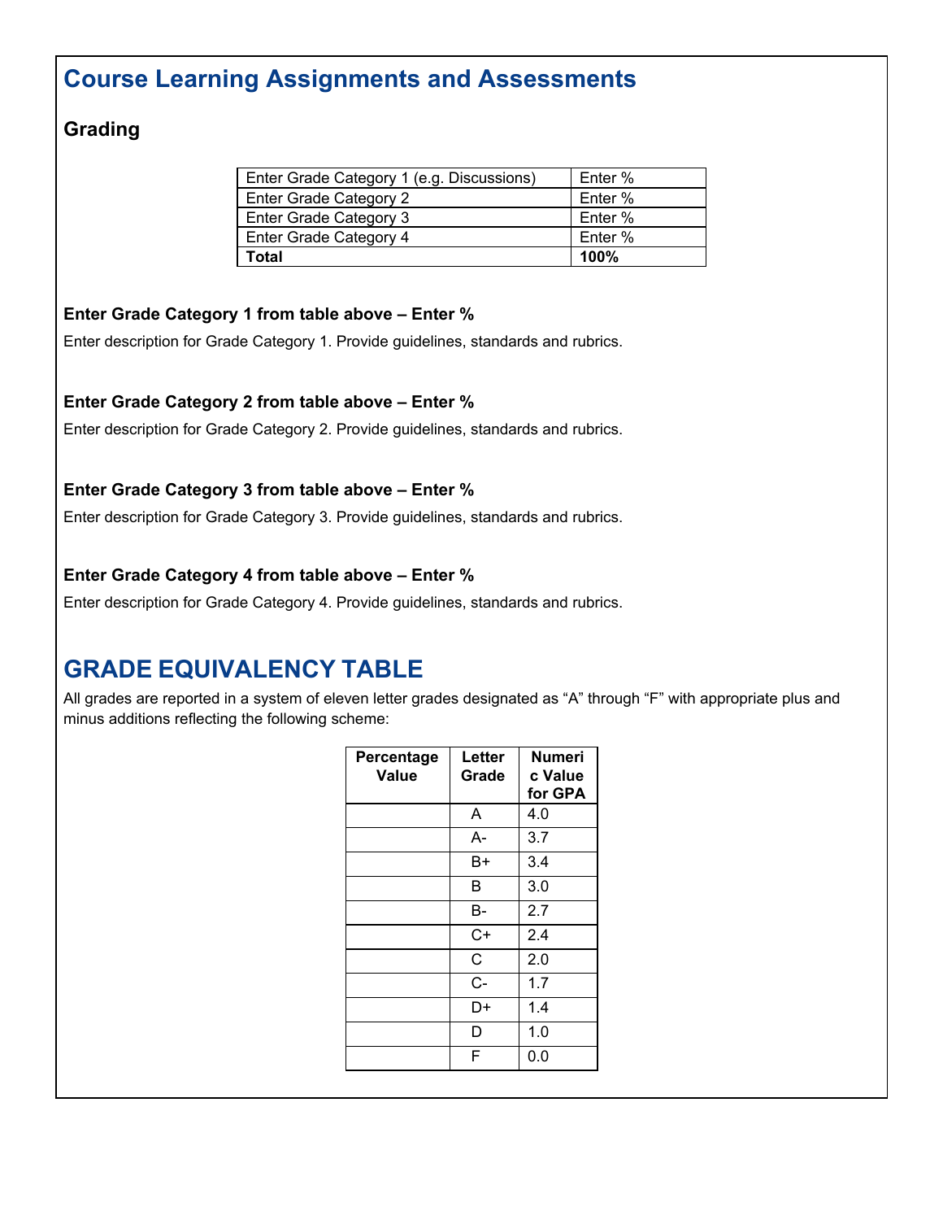## Course Learning Assignments and Assessments

### Grading

| Enter Grade Category 1 (e.g. Discussions) | Enter % |
| --- | --- |
| Enter Grade Category 2 | Enter % |
| Enter Grade Category 3 | Enter % |
| Enter Grade Category 4 | Enter % |
| **Total** | **100%** |

**Enter Grade Category 1 from table above – Enter %**

Enter description for Grade Category 1. Provide guidelines, standards and rubrics.

**Enter Grade Category 2 from table above – Enter %**

Enter description for Grade Category 2. Provide guidelines, standards and rubrics.

**Enter Grade Category 3 from table above – Enter %**

Enter description for Grade Category 3. Provide guidelines, standards and rubrics.

**Enter Grade Category 4 from table above – Enter %**

Enter description for Grade Category 4. Provide guidelines, standards and rubrics.

## GRADE EQUIVALENCY TABLE

All grades are reported in a system of eleven letter grades designated as "A" through "F" with appropriate plus and minus additions reflecting the following scheme:

| Percentage Value | Letter Grade | Numeric Value for GPA |
| --- | --- | --- |
| | A | 4.0 |
| | A- | 3.7 |
| | B+ | 3.4 |
| | B | 3.0 |
| | B- | 2.7 |
| | C+ | 2.4 |
| | C | 2.0 |
| | C- | 1.7 |
| | D+ | 1.4 |
| | D | 1.0 |
| | F | 0.0 |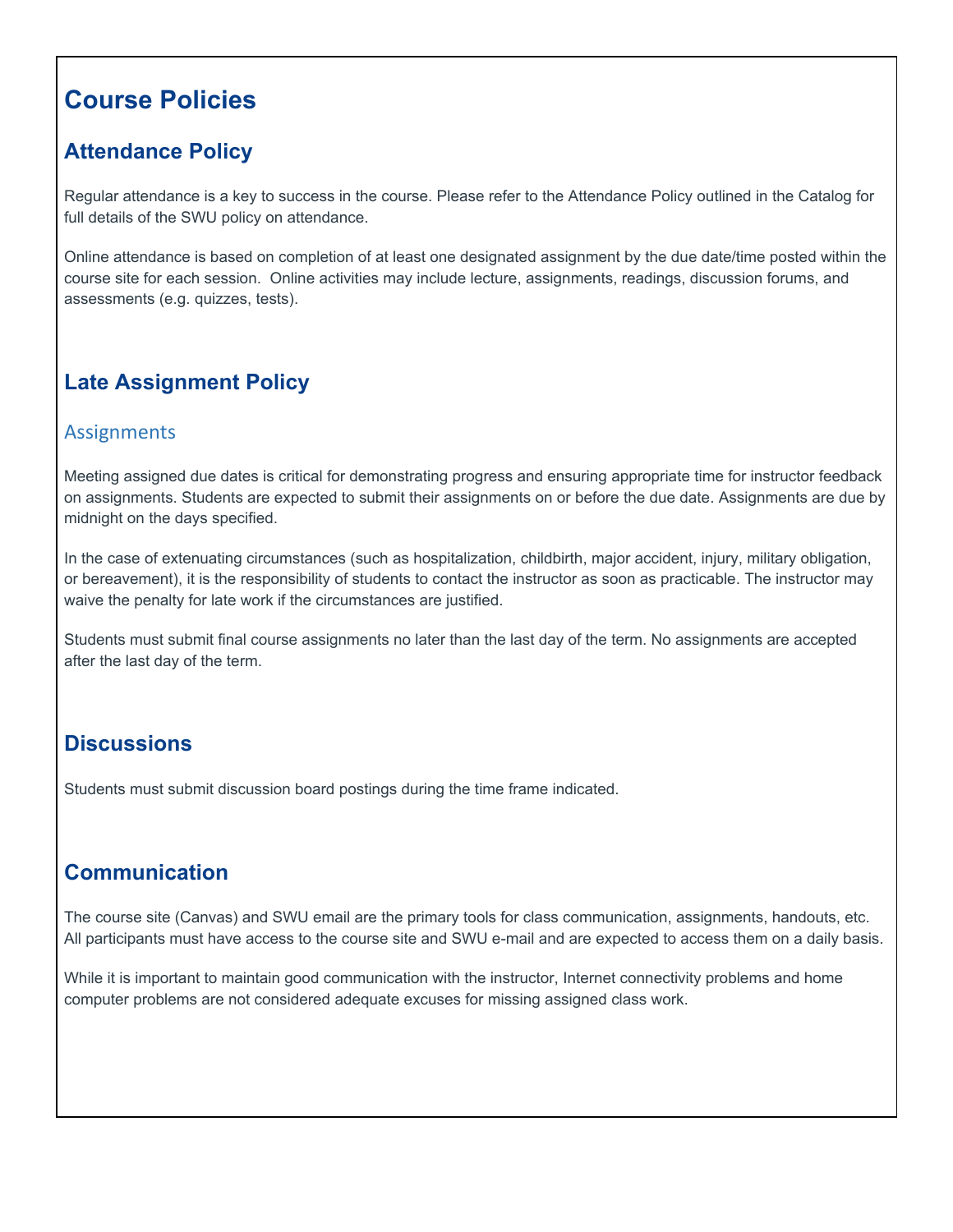# Course Policies

## Attendance Policy

Regular attendance is a key to success in the course. Please refer to the Attendance Policy outlined in the Catalog for full details of the SWU policy on attendance.

Online attendance is based on completion of at least one designated assignment by the due date/time posted within the course site for each session. Online activities may include lecture, assignments, readings, discussion forums, and assessments (e.g. quizzes, tests).

## Late Assignment Policy

### Assignments

Meeting assigned due dates is critical for demonstrating progress and ensuring appropriate time for instructor feedback on assignments. Students are expected to submit their assignments on or before the due date. Assignments are due by midnight on the days specified.

In the case of extenuating circumstances (such as hospitalization, childbirth, major accident, injury, military obligation, or bereavement), it is the responsibility of students to contact the instructor as soon as practicable. The instructor may waive the penalty for late work if the circumstances are justified.

Students must submit final course assignments no later than the last day of the term. No assignments are accepted after the last day of the term.

## Discussions

Students must submit discussion board postings during the time frame indicated.

## Communication

The course site (Canvas) and SWU email are the primary tools for class communication, assignments, handouts, etc. All participants must have access to the course site and SWU e-mail and are expected to access them on a daily basis.

While it is important to maintain good communication with the instructor, Internet connectivity problems and home computer problems are not considered adequate excuses for missing assigned class work.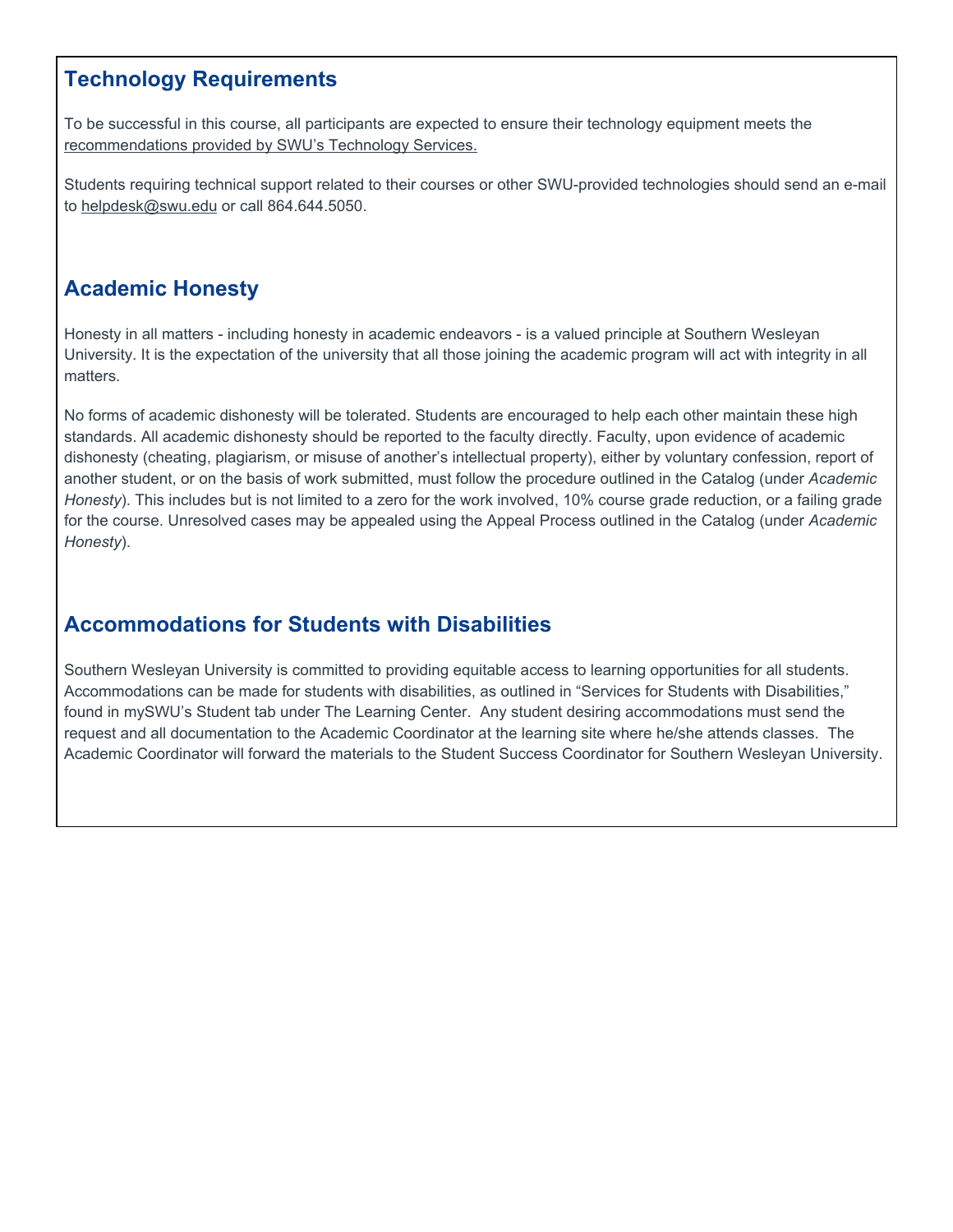## Technology Requirements

To be successful in this course, all participants are expected to ensure their technology equipment meets the recommendations provided by SWU's Technology Services.

Students requiring technical support related to their courses or other SWU-provided technologies should send an e-mail to helpdesk@swu.edu or call 864.644.5050.

## Academic Honesty

Honesty in all matters - including honesty in academic endeavors - is a valued principle at Southern Wesleyan University. It is the expectation of the university that all those joining the academic program will act with integrity in all matters.

No forms of academic dishonesty will be tolerated. Students are encouraged to help each other maintain these high standards. All academic dishonesty should be reported to the faculty directly. Faculty, upon evidence of academic dishonesty (cheating, plagiarism, or misuse of another's intellectual property), either by voluntary confession, report of another student, or on the basis of work submitted, must follow the procedure outlined in the Catalog (under *Academic Honesty*). This includes but is not limited to a zero for the work involved, 10% course grade reduction, or a failing grade for the course. Unresolved cases may be appealed using the Appeal Process outlined in the Catalog (under *Academic Honesty*).

## Accommodations for Students with Disabilities

Southern Wesleyan University is committed to providing equitable access to learning opportunities for all students. Accommodations can be made for students with disabilities, as outlined in "Services for Students with Disabilities," found in mySWU's Student tab under The Learning Center. Any student desiring accommodations must send the request and all documentation to the Academic Coordinator at the learning site where he/she attends classes. The Academic Coordinator will forward the materials to the Student Success Coordinator for Southern Wesleyan University.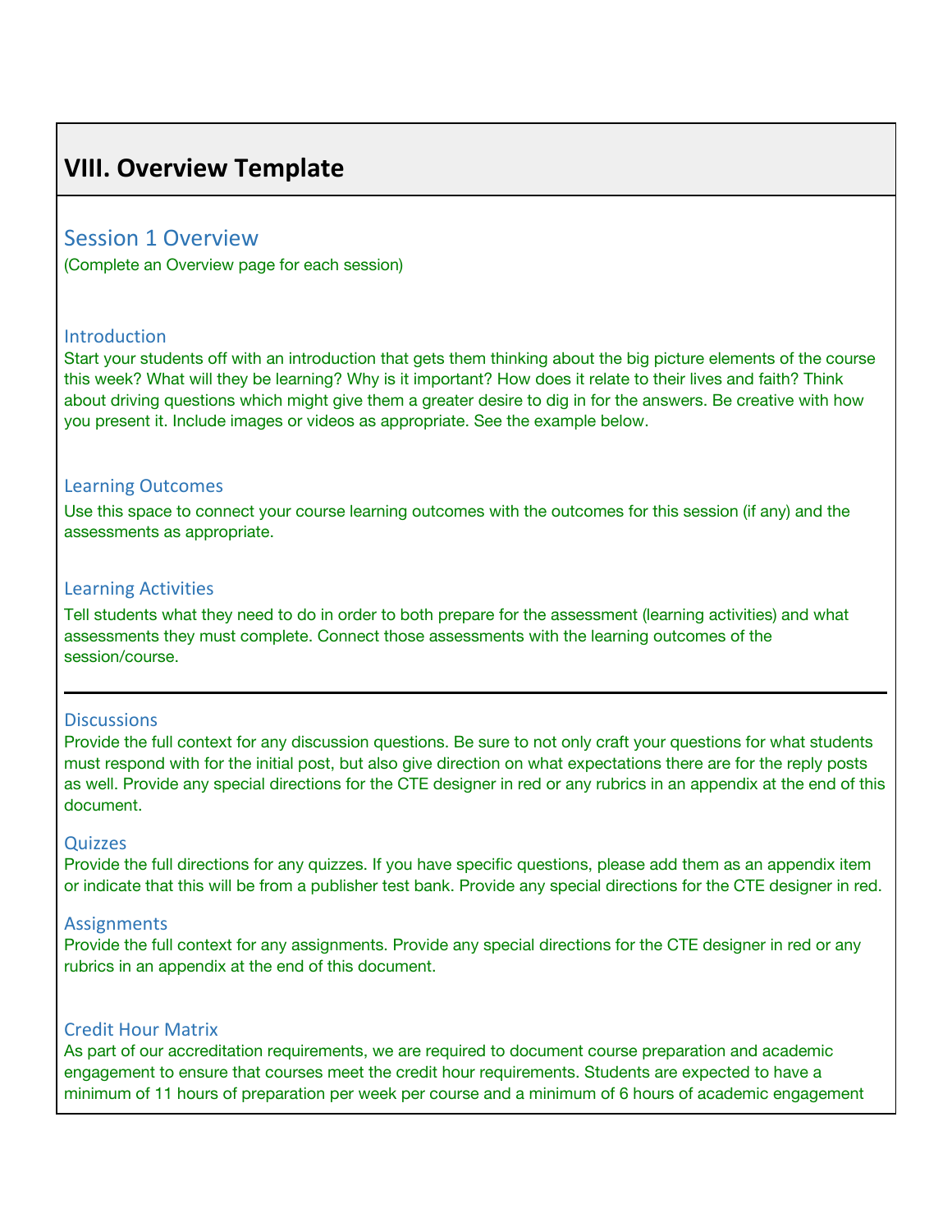## VIII. Overview Template

### Session 1 Overview

(Complete an Overview page for each session)

#### Introduction

Start your students off with an introduction that gets them thinking about the big picture elements of the course this week? What will they be learning? Why is it important? How does it relate to their lives and faith? Think about driving questions which might give them a greater desire to dig in for the answers. Be creative with how you present it. Include images or videos as appropriate. See the example below.

#### Learning Outcomes

Use this space to connect your course learning outcomes with the outcomes for this session (if any) and the assessments as appropriate.

#### Learning Activities

Tell students what they need to do in order to both prepare for the assessment (learning activities) and what assessments they must complete. Connect those assessments with the learning outcomes of the session/course.

---

#### Discussions

Provide the full context for any discussion questions. Be sure to not only craft your questions for what students must respond with for the initial post, but also give direction on what expectations there are for the reply posts as well. Provide any special directions for the CTE designer in red or any rubrics in an appendix at the end of this document.

#### Quizzes

Provide the full directions for any quizzes. If you have specific questions, please add them as an appendix item or indicate that this will be from a publisher test bank. Provide any special directions for the CTE designer in red.

#### Assignments

Provide the full context for any assignments. Provide any special directions for the CTE designer in red or any rubrics in an appendix at the end of this document.

#### Credit Hour Matrix

As part of our accreditation requirements, we are required to document course preparation and academic engagement to ensure that courses meet the credit hour requirements. Students are expected to have a minimum of 11 hours of preparation per week per course and a minimum of 6 hours of academic engagement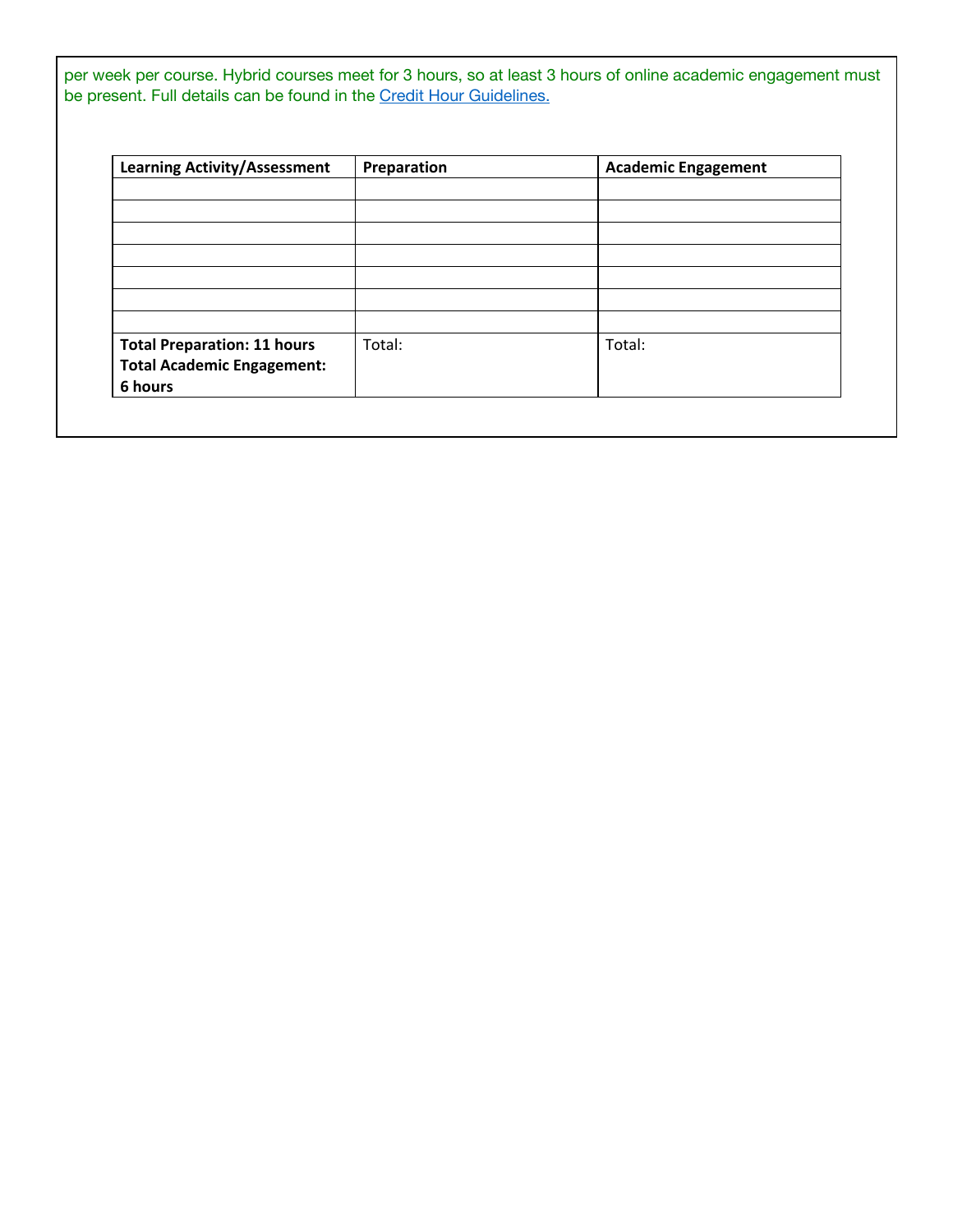per week per course. Hybrid courses meet for 3 hours, so at least 3 hours of online academic engagement must be present. Full details can be found in the [Credit Hour Guidelines.]()

| Learning Activity/Assessment | Preparation | Academic Engagement |
| --- | --- | --- |
| | | |
| | | |
| | | |
| | | |
| | | |
| | | |
| | | |
| **Total Preparation: 11 hours**<br>**Total Academic Engagement: 6 hours** | Total: | Total: |